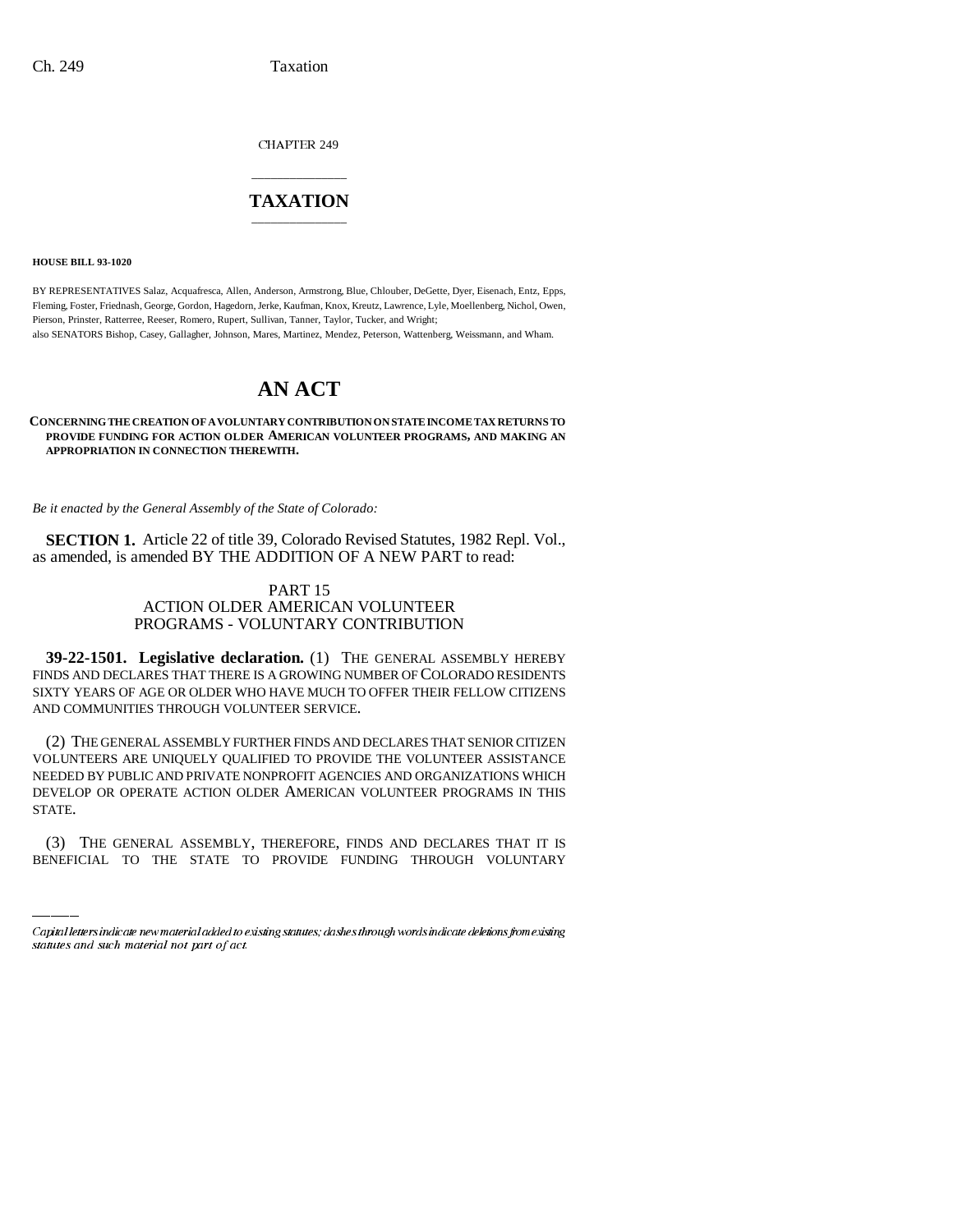CHAPTER 249

# TAXATION

**HOUSE BILL 93-1020**

BY REPRESENTATIVES Salaz, Acquafresca, Allen, Anderson, Armstrong, Blue, Chlouber, DeGette, Dyer, Eisenach, Entz, Epps, Fleming, Foster, Friednash, George, Gordon, Hagedorn, Jerke, Kaufman, Knox, Kreutz, Lawrence, Lyle, Moellenberg, Nichol, Owen, Pierson, Prinster, Ratterree, Reeser, Romero, Rupert, Sullivan, Tanner, Taylor, Tucker, and Wright;
also SENATORS Bishop, Casey, Gallagher, Johnson, Mares, Martinez, Mendez, Peterson, Wattenberg, Weissmann, and Wham.

# AN ACT

**CONCERNING THE CREATION OF A VOLUNTARY CONTRIBUTION ON STATE INCOME TAX RETURNS TO PROVIDE FUNDING FOR ACTION OLDER AMERICAN VOLUNTEER PROGRAMS, AND MAKING AN APPROPRIATION IN CONNECTION THEREWITH.**

*Be it enacted by the General Assembly of the State of Colorado:*

**SECTION 1.** Article 22 of title 39, Colorado Revised Statutes, 1982 Repl. Vol., as amended, is amended BY THE ADDITION OF A NEW PART to read:

PART 15
ACTION OLDER AMERICAN VOLUNTEER
PROGRAMS - VOLUNTARY CONTRIBUTION

**39-22-1501. Legislative declaration.** (1) THE GENERAL ASSEMBLY HEREBY FINDS AND DECLARES THAT THERE IS A GROWING NUMBER OF COLORADO RESIDENTS SIXTY YEARS OF AGE OR OLDER WHO HAVE MUCH TO OFFER THEIR FELLOW CITIZENS AND COMMUNITIES THROUGH VOLUNTEER SERVICE.

(2) THE GENERAL ASSEMBLY FURTHER FINDS AND DECLARES THAT SENIOR CITIZEN VOLUNTEERS ARE UNIQUELY QUALIFIED TO PROVIDE THE VOLUNTEER ASSISTANCE NEEDED BY PUBLIC AND PRIVATE NONPROFIT AGENCIES AND ORGANIZATIONS WHICH DEVELOP OR OPERATE ACTION OLDER AMERICAN VOLUNTEER PROGRAMS IN THIS STATE.

(3) THE GENERAL ASSEMBLY, THEREFORE, FINDS AND DECLARES THAT IT IS BENEFICIAL TO THE STATE TO PROVIDE FUNDING THROUGH VOLUNTARY

Capital letters indicate new material added to existing statutes; dashes through words indicate deletions from existing statutes and such material not part of act.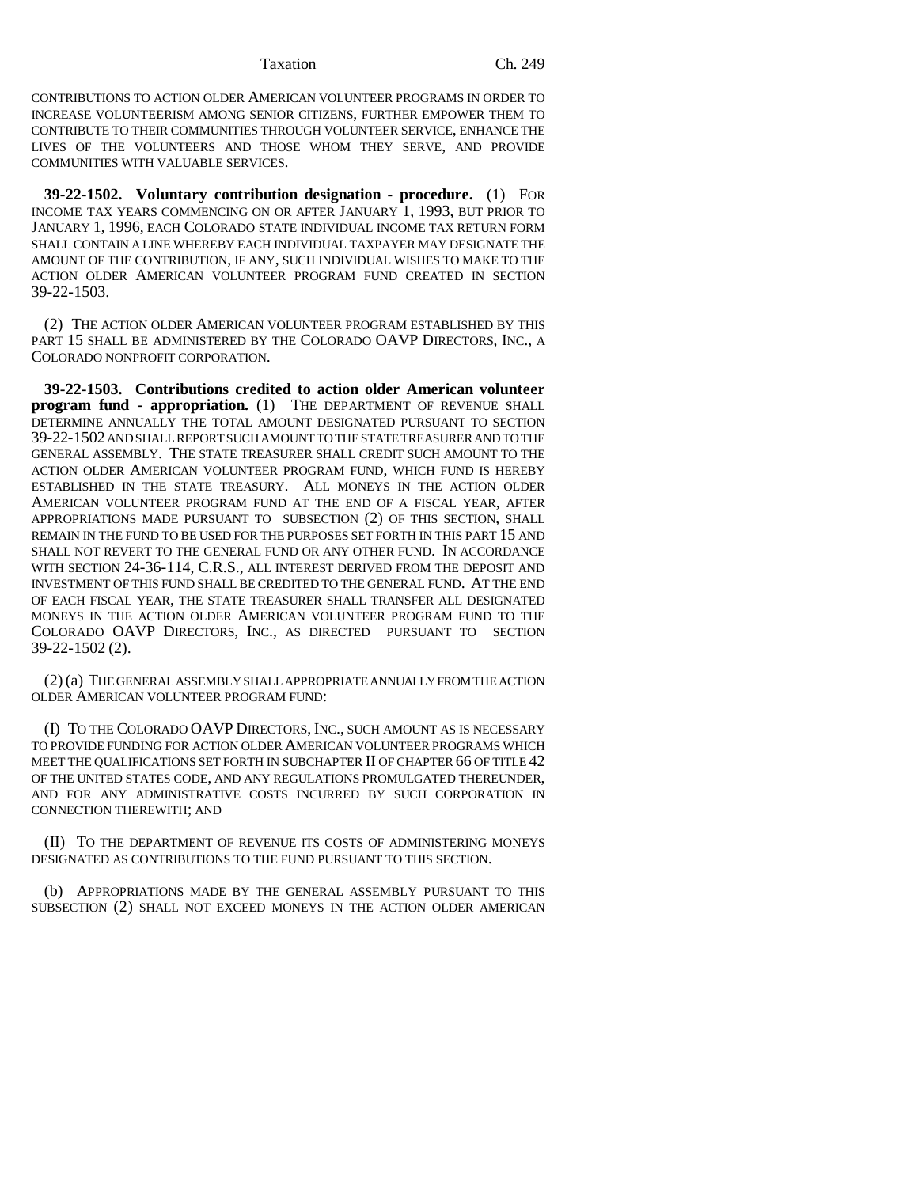CONTRIBUTIONS TO ACTION OLDER AMERICAN VOLUNTEER PROGRAMS IN ORDER TO INCREASE VOLUNTEERISM AMONG SENIOR CITIZENS, FURTHER EMPOWER THEM TO CONTRIBUTE TO THEIR COMMUNITIES THROUGH VOLUNTEER SERVICE, ENHANCE THE LIVES OF THE VOLUNTEERS AND THOSE WHOM THEY SERVE, AND PROVIDE COMMUNITIES WITH VALUABLE SERVICES.

**39-22-1502. Voluntary contribution designation - procedure.** (1) FOR INCOME TAX YEARS COMMENCING ON OR AFTER JANUARY 1, 1993, BUT PRIOR TO JANUARY 1, 1996, EACH COLORADO STATE INDIVIDUAL INCOME TAX RETURN FORM SHALL CONTAIN A LINE WHEREBY EACH INDIVIDUAL TAXPAYER MAY DESIGNATE THE AMOUNT OF THE CONTRIBUTION, IF ANY, SUCH INDIVIDUAL WISHES TO MAKE TO THE ACTION OLDER AMERICAN VOLUNTEER PROGRAM FUND CREATED IN SECTION 39-22-1503.

(2) THE ACTION OLDER AMERICAN VOLUNTEER PROGRAM ESTABLISHED BY THIS PART 15 SHALL BE ADMINISTERED BY THE COLORADO OAVP DIRECTORS, INC., A COLORADO NONPROFIT CORPORATION.

**39-22-1503. Contributions credited to action older American volunteer program fund - appropriation.** (1) THE DEPARTMENT OF REVENUE SHALL DETERMINE ANNUALLY THE TOTAL AMOUNT DESIGNATED PURSUANT TO SECTION 39-22-1502 AND SHALL REPORT SUCH AMOUNT TO THE STATE TREASURER AND TO THE GENERAL ASSEMBLY. THE STATE TREASURER SHALL CREDIT SUCH AMOUNT TO THE ACTION OLDER AMERICAN VOLUNTEER PROGRAM FUND, WHICH FUND IS HEREBY ESTABLISHED IN THE STATE TREASURY. ALL MONEYS IN THE ACTION OLDER AMERICAN VOLUNTEER PROGRAM FUND AT THE END OF A FISCAL YEAR, AFTER APPROPRIATIONS MADE PURSUANT TO SUBSECTION (2) OF THIS SECTION, SHALL REMAIN IN THE FUND TO BE USED FOR THE PURPOSES SET FORTH IN THIS PART 15 AND SHALL NOT REVERT TO THE GENERAL FUND OR ANY OTHER FUND. IN ACCORDANCE WITH SECTION 24-36-114, C.R.S., ALL INTEREST DERIVED FROM THE DEPOSIT AND INVESTMENT OF THIS FUND SHALL BE CREDITED TO THE GENERAL FUND. AT THE END OF EACH FISCAL YEAR, THE STATE TREASURER SHALL TRANSFER ALL DESIGNATED MONEYS IN THE ACTION OLDER AMERICAN VOLUNTEER PROGRAM FUND TO THE COLORADO OAVP DIRECTORS, INC., AS DIRECTED PURSUANT TO SECTION 39-22-1502 (2).

(2) (a) THE GENERAL ASSEMBLY SHALL APPROPRIATE ANNUALLY FROM THE ACTION OLDER AMERICAN VOLUNTEER PROGRAM FUND:

(I) TO THE COLORADO OAVP DIRECTORS, INC., SUCH AMOUNT AS IS NECESSARY TO PROVIDE FUNDING FOR ACTION OLDER AMERICAN VOLUNTEER PROGRAMS WHICH MEET THE QUALIFICATIONS SET FORTH IN SUBCHAPTER II OF CHAPTER 66 OF TITLE 42 OF THE UNITED STATES CODE, AND ANY REGULATIONS PROMULGATED THEREUNDER, AND FOR ANY ADMINISTRATIVE COSTS INCURRED BY SUCH CORPORATION IN CONNECTION THEREWITH; AND

(II) TO THE DEPARTMENT OF REVENUE ITS COSTS OF ADMINISTERING MONEYS DESIGNATED AS CONTRIBUTIONS TO THE FUND PURSUANT TO THIS SECTION.

(b) APPROPRIATIONS MADE BY THE GENERAL ASSEMBLY PURSUANT TO THIS SUBSECTION (2) SHALL NOT EXCEED MONEYS IN THE ACTION OLDER AMERICAN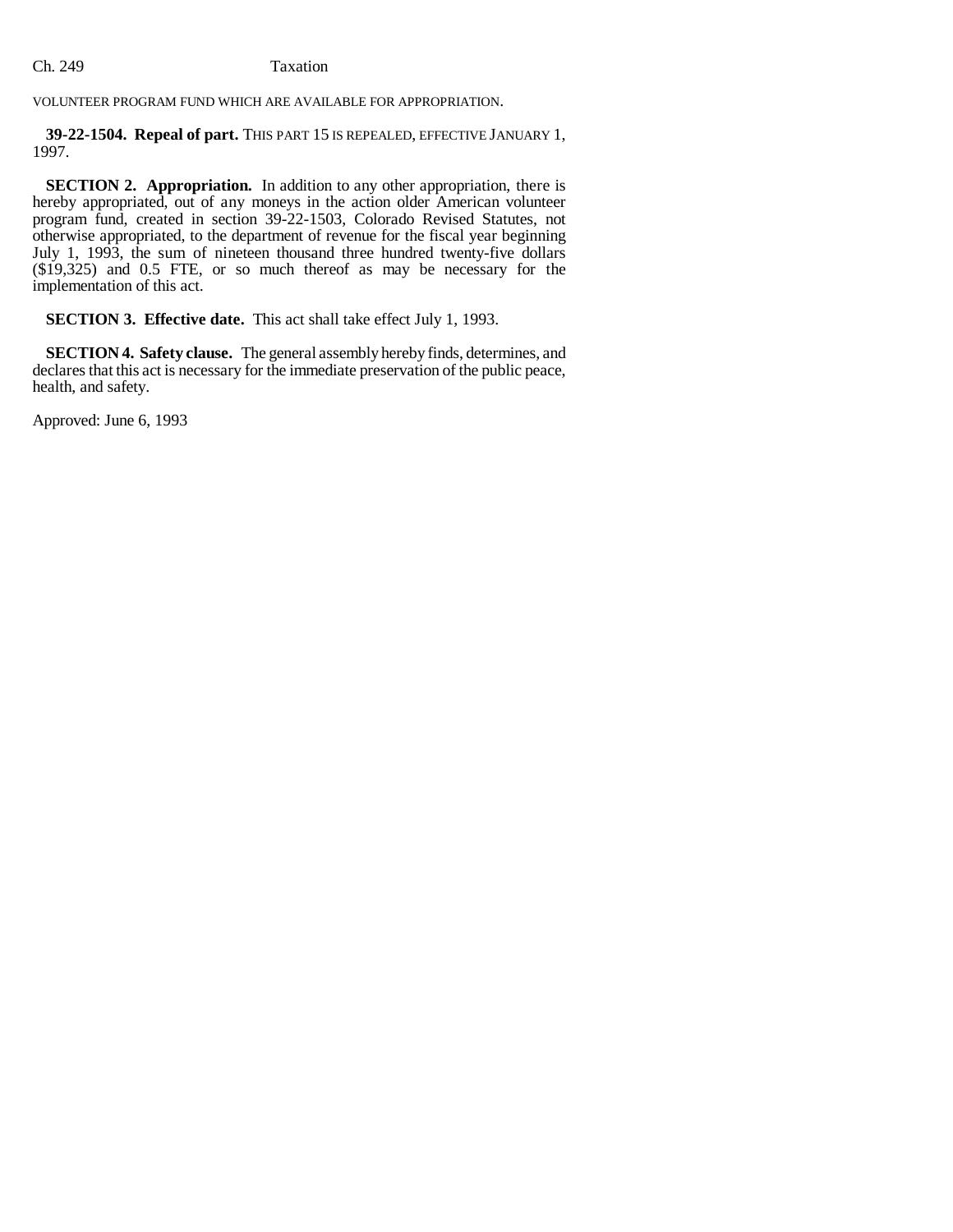VOLUNTEER PROGRAM FUND WHICH ARE AVAILABLE FOR APPROPRIATION.

**39-22-1504. Repeal of part.** THIS PART 15 IS REPEALED, EFFECTIVE JANUARY 1, 1997.

**SECTION 2. Appropriation.** In addition to any other appropriation, there is hereby appropriated, out of any moneys in the action older American volunteer program fund, created in section 39-22-1503, Colorado Revised Statutes, not otherwise appropriated, to the department of revenue for the fiscal year beginning July 1, 1993, the sum of nineteen thousand three hundred twenty-five dollars ($19,325) and 0.5 FTE, or so much thereof as may be necessary for the implementation of this act.

**SECTION 3. Effective date.** This act shall take effect July 1, 1993.

**SECTION 4. Safety clause.** The general assembly hereby finds, determines, and declares that this act is necessary for the immediate preservation of the public peace, health, and safety.

Approved: June 6, 1993